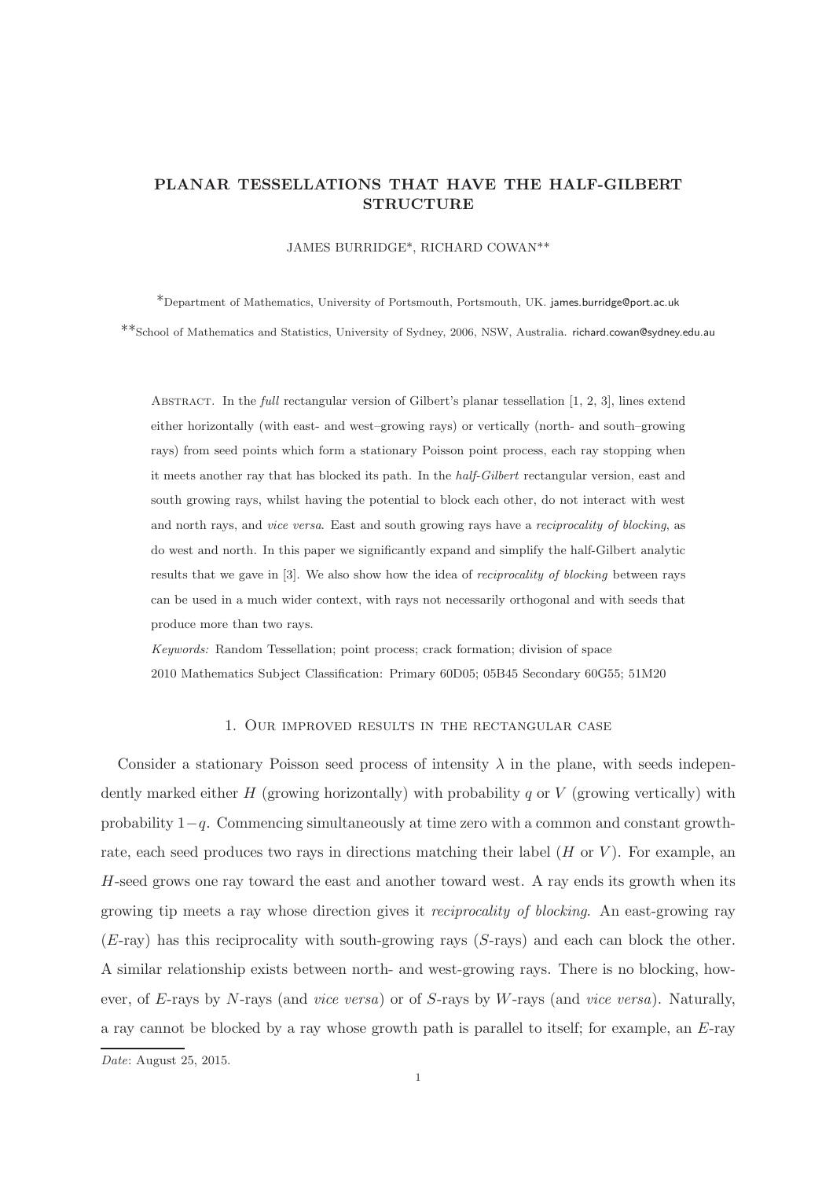# PLANAR TESSELLATIONS THAT HAVE THE HALF-GILBERT STRUCTURE

JAMES BURRIDGE*, RICHARD COWAN**

*Department of Mathematics, University of Portsmouth, Portsmouth, UK. james.burridge@port.ac.uk

**School of Mathematics and Statistics, University of Sydney, 2006, NSW, Australia. richard.cowan@sydney.edu.au

Abstract. In the *full* rectangular version of Gilbert's planar tessellation [1, 2, 3], lines extend either horizontally (with east- and west–growing rays) or vertically (north- and south–growing rays) from seed points which form a stationary Poisson point process, each ray stopping when it meets another ray that has blocked its path. In the *half-Gilbert* rectangular version, east and south growing rays, whilst having the potential to block each other, do not interact with west and north rays, and *vice versa*. East and south growing rays have a *reciprocality of blocking*, as do west and north. In this paper we significantly expand and simplify the half-Gilbert analytic results that we gave in [3]. We also show how the idea of *reciprocality of blocking* between rays can be used in a much wider context, with rays not necessarily orthogonal and with seeds that produce more than two rays.

*Keywords:* Random Tessellation; point process; crack formation; division of space

2010 Mathematics Subject Classification: Primary 60D05; 05B45 Secondary 60G55; 51M20

## 1. Our improved results in the rectangular case

Consider a stationary Poisson seed process of intensity $\lambda$ in the plane, with seeds independently marked either $H$ (growing horizontally) with probability $q$ or $V$ (growing vertically) with probability $1-q$. Commencing simultaneously at time zero with a common and constant growth-rate, each seed produces two rays in directions matching their label ($H$ or $V$). For example, an $H$-seed grows one ray toward the east and another toward west. A ray ends its growth when its growing tip meets a ray whose direction gives it *reciprocality of blocking*. An east-growing ray ($E$-ray) has this reciprocality with south-growing rays ($S$-rays) and each can block the other. A similar relationship exists between north- and west-growing rays. There is no blocking, however, of $E$-rays by $N$-rays (and *vice versa*) or of $S$-rays by $W$-rays (and *vice versa*). Naturally, a ray cannot be blocked by a ray whose growth path is parallel to itself; for example, an $E$-ray

*Date*: August 25, 2015.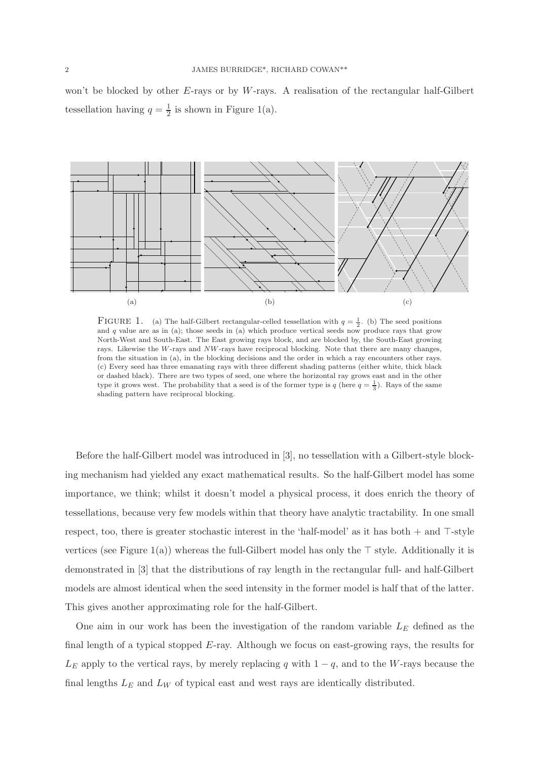won't be blocked by other $E$-rays or by $W$-rays. A realisation of the rectangular half-Gilbert tessellation having $q = \frac{1}{2}$ is shown in Figure 1(a).

(a) (b) (c)

FIGURE 1. (a) The half-Gilbert rectangular-celled tessellation with $q = \frac{1}{2}$. (b) The seed positions and $q$ value are as in (a); those seeds in (a) which produce vertical seeds now produce rays that grow North-West and South-East. The East growing rays block, and are blocked by, the South-East growing rays. Likewise the $W$-rays and $NW$-rays have reciprocal blocking. Note that there are many changes, from the situation in (a), in the blocking decisions and the order in which a ray encounters other rays. (c) Every seed has three emanating rays with three different shading patterns (either white, thick black or dashed black). There are two types of seed, one where the horizontal ray grows east and in the other type it grows west. The probability that a seed is of the former type is $q$ (here $q = \frac{1}{3}$). Rays of the same shading pattern have reciprocal blocking.

Before the half-Gilbert model was introduced in [3], no tessellation with a Gilbert-style blocking mechanism had yielded any exact mathematical results. So the half-Gilbert model has some importance, we think; whilst it doesn't model a physical process, it does enrich the theory of tessellations, because very few models within that theory have analytic tractability. In one small respect, too, there is greater stochastic interest in the 'half-model' as it has both $+$ and $\top$-style vertices (see Figure 1(a)) whereas the full-Gilbert model has only the $\top$ style. Additionally it is demonstrated in [3] that the distributions of ray length in the rectangular full- and half-Gilbert models are almost identical when the seed intensity in the former model is half that of the latter. This gives another approximating role for the half-Gilbert.

One aim in our work has been the investigation of the random variable $L_E$ defined as the final length of a typical stopped $E$-ray. Although we focus on east-growing rays, the results for $L_E$ apply to the vertical rays, by merely replacing $q$ with $1 - q$, and to the $W$-rays because the final lengths $L_E$ and $L_W$ of typical east and west rays are identically distributed.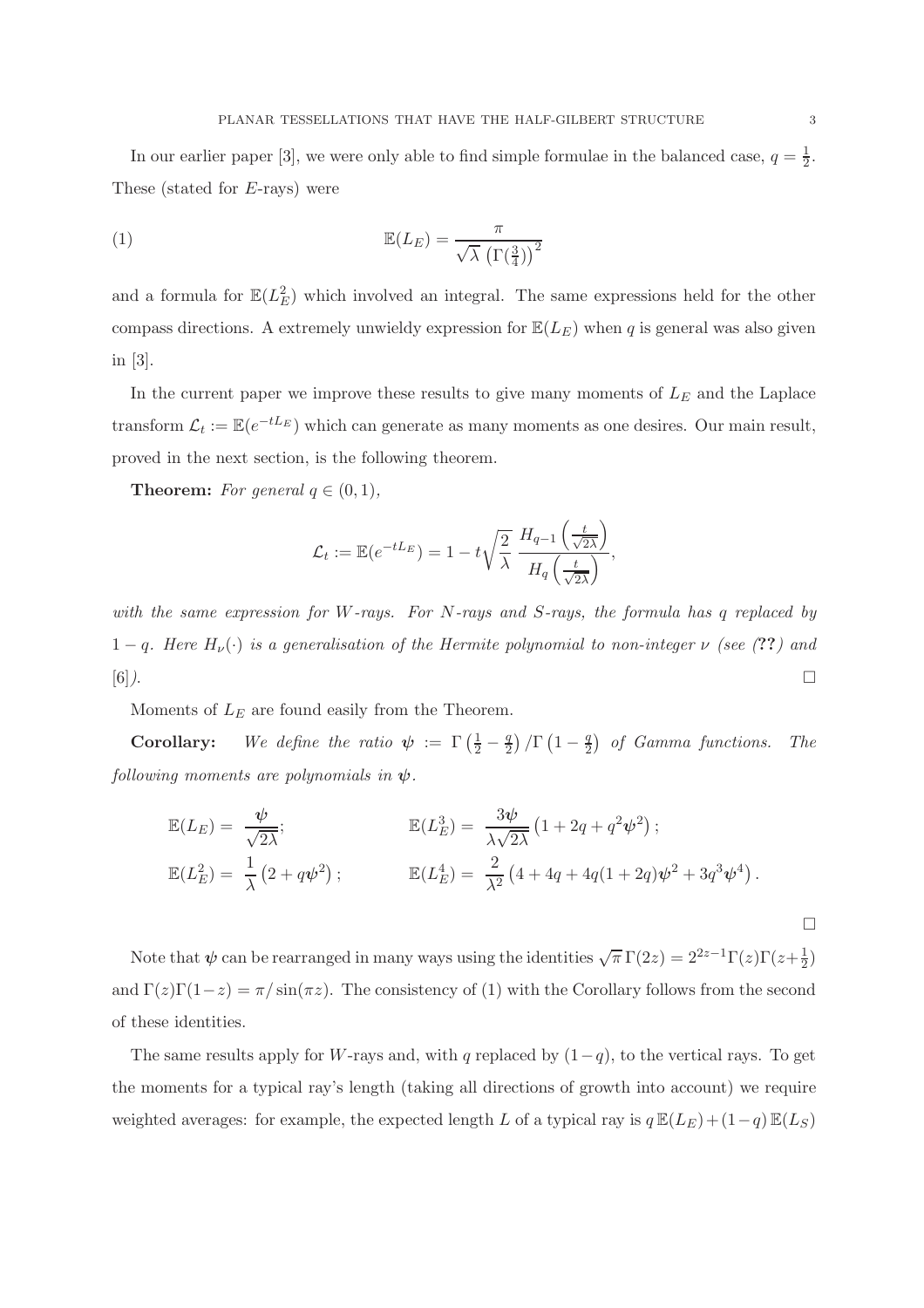In our earlier paper [3], we were only able to find simple formulae in the balanced case, $q = \frac{1}{2}$. These (stated for $E$-rays) were

$$\mathbb{E}(L_E) = \frac{\pi}{\sqrt{\lambda}\,\left(\Gamma(\frac{3}{4})\right)^2} \tag{1}$$

and a formula for $\mathbb{E}(L_E^2)$ which involved an integral. The same expressions held for the other compass directions. A extremely unwieldy expression for $\mathbb{E}(L_E)$ when $q$ is general was also given in [3].

In the current paper we improve these results to give many moments of $L_E$ and the Laplace transform $\mathcal{L}_t := \mathbb{E}(e^{-tL_E})$ which can generate as many moments as one desires. Our main result, proved in the next section, is the following theorem.

**Theorem:** *For general $q \in (0, 1)$,*

$$\mathcal{L}_t := \mathbb{E}(e^{-tL_E}) = 1 - t\sqrt{\frac{2}{\lambda}}\,\frac{H_{q-1}\left(\frac{t}{\sqrt{2\lambda}}\right)}{H_q\left(\frac{t}{\sqrt{2\lambda}}\right)},$$

*with the same expression for $W$-rays. For $N$-rays and $S$-rays, the formula has $q$ replaced by $1 - q$. Here $H_\nu(\cdot)$ is a generalisation of the Hermite polynomial to non-integer $\nu$ (see (??) and [6]).* □

Moments of $L_E$ are found easily from the Theorem.

**Corollary:** *We define the ratio $\boldsymbol{\psi} := \Gamma\left(\frac{1}{2} - \frac{q}{2}\right)/\Gamma\left(1 - \frac{q}{2}\right)$ of Gamma functions. The following moments are polynomials in $\boldsymbol{\psi}$.*

$$\mathbb{E}(L_E) = \frac{\boldsymbol{\psi}}{\sqrt{2\lambda}}; \qquad \mathbb{E}(L_E^3) = \frac{3\boldsymbol{\psi}}{\lambda\sqrt{2\lambda}}\left(1 + 2q + q^2\boldsymbol{\psi}^2\right);$$

$$\mathbb{E}(L_E^2) = \frac{1}{\lambda}\left(2 + q\boldsymbol{\psi}^2\right); \qquad \mathbb{E}(L_E^4) = \frac{2}{\lambda^2}\left(4 + 4q + 4q(1+2q)\boldsymbol{\psi}^2 + 3q^3\boldsymbol{\psi}^4\right).$$

□

Note that $\boldsymbol{\psi}$ can be rearranged in many ways using the identities $\sqrt{\pi}\,\Gamma(2z) = 2^{2z-1}\Gamma(z)\Gamma(z+\frac{1}{2})$ and $\Gamma(z)\Gamma(1-z) = \pi/\sin(\pi z)$. The consistency of (1) with the Corollary follows from the second of these identities.

The same results apply for $W$-rays and, with $q$ replaced by $(1-q)$, to the vertical rays. To get the moments for a typical ray's length (taking all directions of growth into account) we require weighted averages: for example, the expected length $L$ of a typical ray is $q\,\mathbb{E}(L_E) + (1-q)\,\mathbb{E}(L_S)$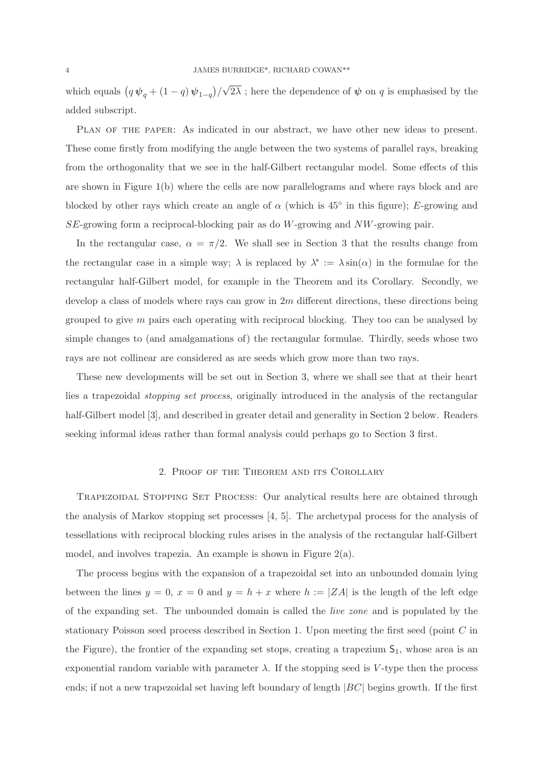which equals $\left(q\,\boldsymbol{\psi}_q + (1-q)\,\boldsymbol{\psi}_{1-q}\right)/\sqrt{2\lambda}$ ; here the dependence of $\boldsymbol{\psi}$ on $q$ is emphasised by the added subscript.

Plan of the paper: As indicated in our abstract, we have other new ideas to present. These come firstly from modifying the angle between the two systems of parallel rays, breaking from the orthogonality that we see in the half-Gilbert rectangular model. Some effects of this are shown in Figure 1(b) where the cells are now parallelograms and where rays block and are blocked by other rays which create an angle of $\alpha$ (which is $45^\circ$ in this figure); $E$-growing and $SE$-growing form a reciprocal-blocking pair as do $W$-growing and $NW$-growing pair.

In the rectangular case, $\alpha = \pi/2$. We shall see in Section 3 that the results change from the rectangular case in a simple way; $\lambda$ is replaced by $\lambda^* := \lambda \sin(\alpha)$ in the formulae for the rectangular half-Gilbert model, for example in the Theorem and its Corollary. Secondly, we develop a class of models where rays can grow in $2m$ different directions, these directions being grouped to give $m$ pairs each operating with reciprocal blocking. They too can be analysed by simple changes to (and amalgamations of) the rectangular formulae. Thirdly, seeds whose two rays are not collinear are considered as are seeds which grow more than two rays.

These new developments will be set out in Section 3, where we shall see that at their heart lies a trapezoidal *stopping set process*, originally introduced in the analysis of the rectangular half-Gilbert model [3], and described in greater detail and generality in Section 2 below. Readers seeking informal ideas rather than formal analysis could perhaps go to Section 3 first.

## 2. Proof of the Theorem and its Corollary

Trapezoidal Stopping Set Process: Our analytical results here are obtained through the analysis of Markov stopping set processes [4, 5]. The archetypal process for the analysis of tessellations with reciprocal blocking rules arises in the analysis of the rectangular half-Gilbert model, and involves trapezia. An example is shown in Figure 2(a).

The process begins with the expansion of a trapezoidal set into an unbounded domain lying between the lines $y = 0$, $x = 0$ and $y = h + x$ where $h := |ZA|$ is the length of the left edge of the expanding set. The unbounded domain is called the *live zone* and is populated by the stationary Poisson seed process described in Section 1. Upon meeting the first seed (point $C$ in the Figure), the frontier of the expanding set stops, creating a trapezium $\mathsf{S}_1$, whose area is an exponential random variable with parameter $\lambda$. If the stopping seed is $V$-type then the process ends; if not a new trapezoidal set having left boundary of length $|BC|$ begins growth. If the first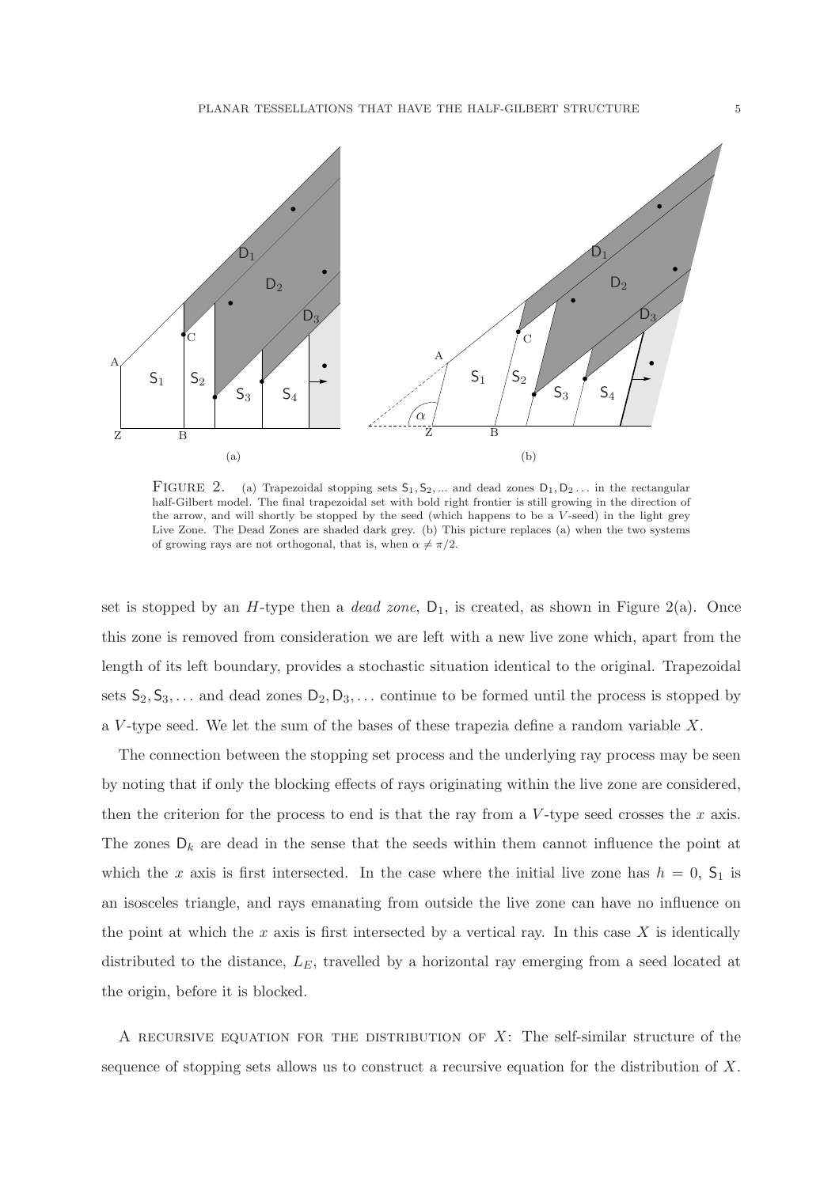FIGURE 2. (a) Trapezoidal stopping sets $\mathsf{S}_1, \mathsf{S}_2, \ldots$ and dead zones $\mathsf{D}_1, \mathsf{D}_2 \ldots$ in the rectangular half-Gilbert model. The final trapezoidal set with bold right frontier is still growing in the direction of the arrow, and will shortly be stopped by the seed (which happens to be a $V$-seed) in the light grey Live Zone. The Dead Zones are shaded dark grey. (b) This picture replaces (a) when the two systems of growing rays are not orthogonal, that is, when $\alpha \neq \pi/2$.

set is stopped by an $H$-type then a *dead zone*, $\mathsf{D}_1$, is created, as shown in Figure 2(a). Once this zone is removed from consideration we are left with a new live zone which, apart from the length of its left boundary, provides a stochastic situation identical to the original. Trapezoidal sets $\mathsf{S}_2, \mathsf{S}_3, \ldots$ and dead zones $\mathsf{D}_2, \mathsf{D}_3, \ldots$ continue to be formed until the process is stopped by a $V$-type seed. We let the sum of the bases of these trapezia define a random variable $X$.

The connection between the stopping set process and the underlying ray process may be seen by noting that if only the blocking effects of rays originating within the live zone are considered, then the criterion for the process to end is that the ray from a $V$-type seed crosses the $x$ axis. The zones $\mathsf{D}_k$ are dead in the sense that the seeds within them cannot influence the point at which the $x$ axis is first intersected. In the case where the initial live zone has $h = 0$, $\mathsf{S}_1$ is an isosceles triangle, and rays emanating from outside the live zone can have no influence on the point at which the $x$ axis is first intersected by a vertical ray. In this case $X$ is identically distributed to the distance, $L_E$, travelled by a horizontal ray emerging from a seed located at the origin, before it is blocked.

A RECURSIVE EQUATION FOR THE DISTRIBUTION OF $X$: The self-similar structure of the sequence of stopping sets allows us to construct a recursive equation for the distribution of $X$.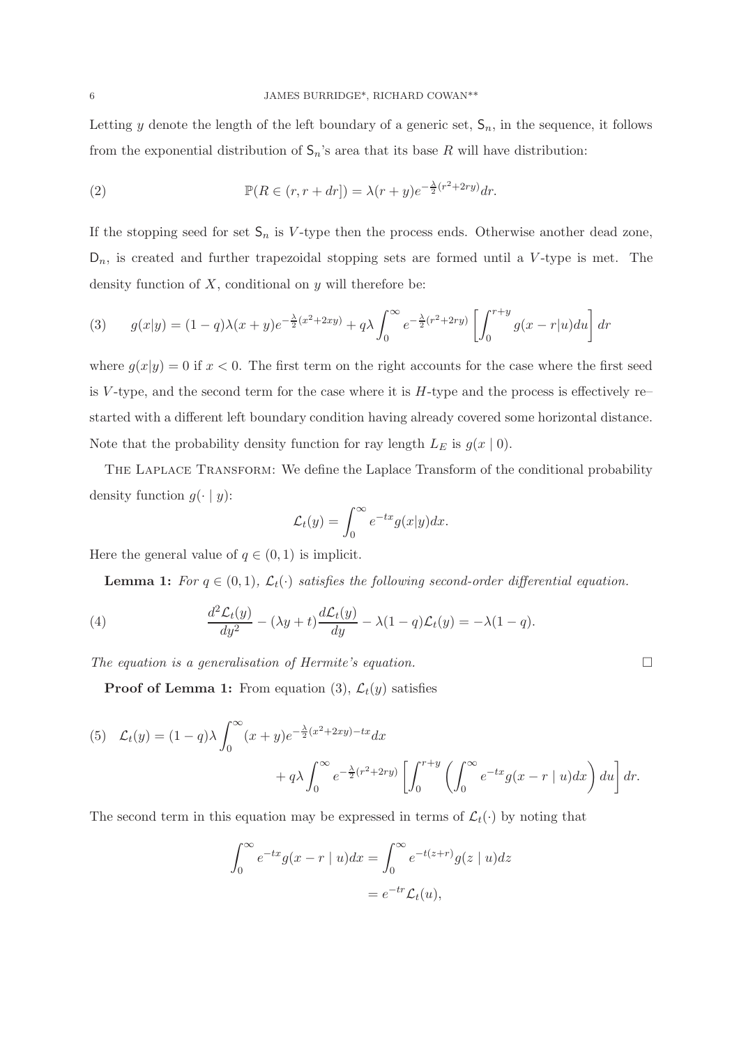Letting $y$ denote the length of the left boundary of a generic set, $\mathsf{S}_n$, in the sequence, it follows from the exponential distribution of $\mathsf{S}_n$'s area that its base $R$ will have distribution:

$$\mathbb{P}(R \in (r, r+dr]) = \lambda(r+y)e^{-\frac{\lambda}{2}(r^2+2ry)}dr. \tag{2}$$

If the stopping seed for set $\mathsf{S}_n$ is $V$-type then the process ends. Otherwise another dead zone, $\mathsf{D}_n$, is created and further trapezoidal stopping sets are formed until a $V$-type is met. The density function of $X$, conditional on $y$ will therefore be:

$$g(x|y) = (1-q)\lambda(x+y)e^{-\frac{\lambda}{2}(x^2+2xy)} + q\lambda\int_0^\infty e^{-\frac{\lambda}{2}(r^2+2ry)}\left[\int_0^{r+y} g(x-r|u)du\right]dr \tag{3}$$

where $g(x|y) = 0$ if $x < 0$. The first term on the right accounts for the case where the first seed is $V$-type, and the second term for the case where it is $H$-type and the process is effectively re–started with a different left boundary condition having already covered some horizontal distance. Note that the probability density function for ray length $L_E$ is $g(x \mid 0)$.

The Laplace Transform: We define the Laplace Transform of the conditional probability density function $g(\cdot \mid y)$:

$$\mathcal{L}_t(y) = \int_0^\infty e^{-tx}g(x|y)dx.$$

Here the general value of $q \in (0,1)$ is implicit.

**Lemma 1:** *For $q \in (0,1)$, $\mathcal{L}_t(\cdot)$ satisfies the following second-order differential equation.*

$$\frac{d^2\mathcal{L}_t(y)}{dy^2} - (\lambda y + t)\frac{d\mathcal{L}_t(y)}{dy} - \lambda(1-q)\mathcal{L}_t(y) = -\lambda(1-q). \tag{4}$$

*The equation is a generalisation of Hermite's equation.* □

**Proof of Lemma 1:** From equation (3), $\mathcal{L}_t(y)$ satisfies

$$\begin{aligned}\mathcal{L}_t(y) = (1-q)\lambda\int_0^\infty (x+y)e^{-\frac{\lambda}{2}(x^2+2xy)-tx}dx \\ + q\lambda\int_0^\infty e^{-\frac{\lambda}{2}(r^2+2ry)}\left[\int_0^{r+y}\left(\int_0^\infty e^{-tx}g(x-r \mid u)dx\right)du\right]dr.\end{aligned} \tag{5}$$

The second term in this equation may be expressed in terms of $\mathcal{L}_t(\cdot)$ by noting that

$$\begin{aligned}\int_0^\infty e^{-tx}g(x-r \mid u)dx &= \int_0^\infty e^{-t(z+r)}g(z \mid u)dz \\ &= e^{-tr}\mathcal{L}_t(u),\end{aligned}$$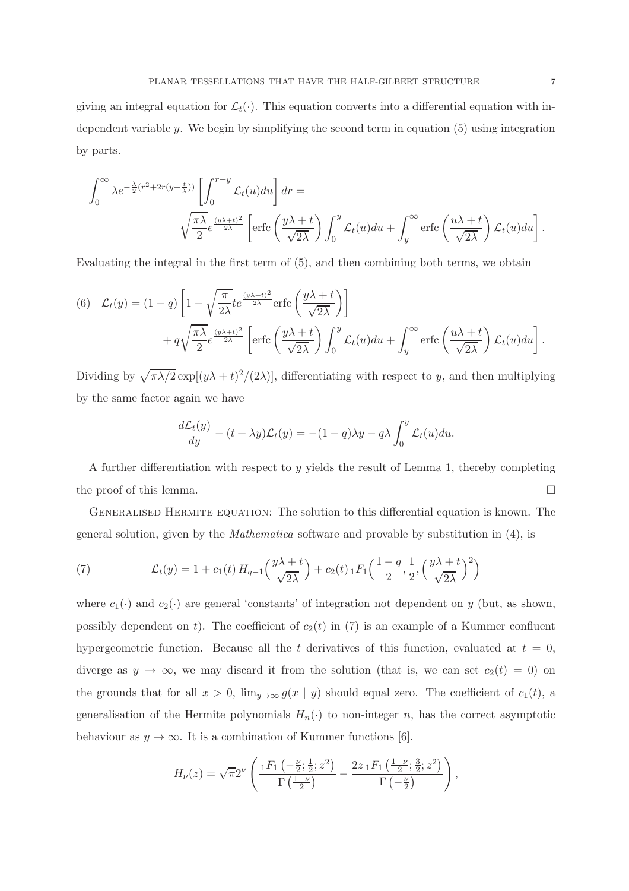giving an integral equation for $\mathcal{L}_t(\cdot)$. This equation converts into a differential equation with independent variable $y$. We begin by simplifying the second term in equation (5) using integration by parts.

$$\int_0^\infty \lambda e^{-\frac{\lambda}{2}(r^2+2r(y+\frac{t}{\lambda}))}\left[\int_0^{r+y}\mathcal{L}_t(u)du\right]dr = \sqrt{\frac{\pi\lambda}{2}}e^{\frac{(y\lambda+t)^2}{2\lambda}}\left[\operatorname{erfc}\left(\frac{y\lambda+t}{\sqrt{2\lambda}}\right)\int_0^y \mathcal{L}_t(u)du + \int_y^\infty \operatorname{erfc}\left(\frac{u\lambda+t}{\sqrt{2\lambda}}\right)\mathcal{L}_t(u)du\right].$$

Evaluating the integral in the first term of (5), and then combining both terms, we obtain

$$\mathcal{L}_t(y) = (1-q)\left[1-\sqrt{\frac{\pi}{2\lambda}}te^{\frac{(y\lambda+t)^2}{2\lambda}}\operatorname{erfc}\left(\frac{y\lambda+t}{\sqrt{2\lambda}}\right)\right] + q\sqrt{\frac{\pi\lambda}{2}}e^{\frac{(y\lambda+t)^2}{2\lambda}}\left[\operatorname{erfc}\left(\frac{y\lambda+t}{\sqrt{2\lambda}}\right)\int_0^y \mathcal{L}_t(u)du + \int_y^\infty \operatorname{erfc}\left(\frac{u\lambda+t}{\sqrt{2\lambda}}\right)\mathcal{L}_t(u)du\right]. \tag{6}$$

Dividing by $\sqrt{\pi\lambda/2}\exp[(y\lambda+t)^2/(2\lambda)]$, differentiating with respect to $y$, and then multiplying by the same factor again we have

$$\frac{d\mathcal{L}_t(y)}{dy} - (t+\lambda y)\mathcal{L}_t(y) = -(1-q)\lambda y - q\lambda\int_0^y \mathcal{L}_t(u)du.$$

A further differentiation with respect to $y$ yields the result of Lemma 1, thereby completing the proof of this lemma. □

Generalised Hermite equation: The solution to this differential equation is known. The general solution, given by the *Mathematica* software and provable by substitution in (4), is

$$\mathcal{L}_t(y) = 1 + c_1(t)\,H_{q-1}\Big(\frac{y\lambda+t}{\sqrt{2\lambda}}\Big) + c_2(t)\,{}_1F_1\Big(\frac{1-q}{2},\frac{1}{2},\Big(\frac{y\lambda+t}{\sqrt{2\lambda}}\Big)^2\Big) \tag{7}$$

where $c_1(\cdot)$ and $c_2(\cdot)$ are general 'constants' of integration not dependent on $y$ (but, as shown, possibly dependent on $t$). The coefficient of $c_2(t)$ in (7) is an example of a Kummer confluent hypergeometric function. Because all the $t$ derivatives of this function, evaluated at $t=0$, diverge as $y\to\infty$, we may discard it from the solution (that is, we can set $c_2(t)=0$) on the grounds that for all $x>0$, $\lim_{y\to\infty} g(x\mid y)$ should equal zero. The coefficient of $c_1(t)$, a generalisation of the Hermite polynomials $H_n(\cdot)$ to non-integer $n$, has the correct asymptotic behaviour as $y\to\infty$. It is a combination of Kummer functions [6].

$$H_\nu(z) = \sqrt{\pi}2^\nu\left(\frac{{}_1F_1\left(-\frac{\nu}{2};\frac{1}{2};z^2\right)}{\Gamma\left(\frac{1-\nu}{2}\right)} - \frac{2z\,{}_1F_1\left(\frac{1-\nu}{2};\frac{3}{2};z^2\right)}{\Gamma\left(-\frac{\nu}{2}\right)}\right),$$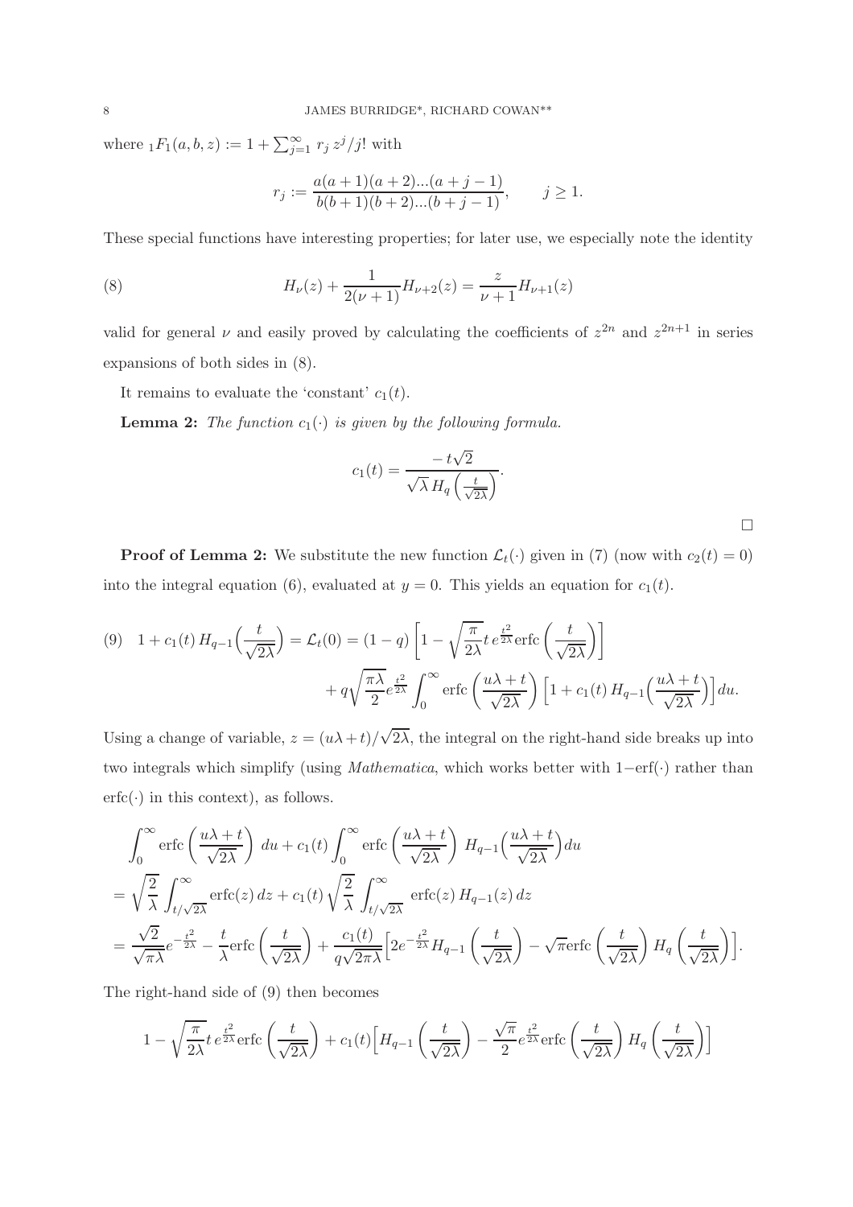where ${}_1F_1(a,b,z) := 1 + \sum_{j=1}^{\infty} r_j \, z^j/j!$ with

$$r_j := \frac{a(a+1)(a+2)...(a+j-1)}{b(b+1)(b+2)...(b+j-1)}, \qquad j \geq 1.$$

These special functions have interesting properties; for later use, we especially note the identity

$$H_\nu(z) + \frac{1}{2(\nu+1)} H_{\nu+2}(z) = \frac{z}{\nu+1} H_{\nu+1}(z) \tag{8}$$

valid for general $\nu$ and easily proved by calculating the coefficients of $z^{2n}$ and $z^{2n+1}$ in series expansions of both sides in (8).

It remains to evaluate the 'constant' $c_1(t)$.

**Lemma 2:** *The function $c_1(\cdot)$ is given by the following formula.*

$$c_1(t) = \frac{-\,t\sqrt{2}}{\sqrt{\lambda}\, H_q\left(\frac{t}{\sqrt{2\lambda}}\right)}.$$

□

**Proof of Lemma 2:** We substitute the new function $\mathcal{L}_t(\cdot)$ given in (7) (now with $c_2(t) = 0$) into the integral equation (6), evaluated at $y = 0$. This yields an equation for $c_1(t)$.

$$\begin{aligned}
(9) \quad 1 + c_1(t)\, H_{q-1}\Big(\frac{t}{\sqrt{2\lambda}}\Big) = \mathcal{L}_t(0) &= (1-q)\left[1 - \sqrt{\frac{\pi}{2\lambda}} t \, e^{\frac{t^2}{2\lambda}} \mathrm{erfc}\left(\frac{t}{\sqrt{2\lambda}}\right)\right] \\
&\quad + q\sqrt{\frac{\pi\lambda}{2}} e^{\frac{t^2}{2\lambda}} \int_0^\infty \mathrm{erfc}\left(\frac{u\lambda + t}{\sqrt{2\lambda}}\right) \Big[1 + c_1(t)\, H_{q-1}\Big(\frac{u\lambda+t}{\sqrt{2\lambda}}\Big)\Big] du.
\end{aligned}$$

Using a change of variable, $z = (u\lambda + t)/\sqrt{2\lambda}$, the integral on the right-hand side breaks up into two integrals which simplify (using *Mathematica*, which works better with $1-\mathrm{erf}(\cdot)$ rather than $\mathrm{erfc}(\cdot)$ in this context), as follows.

$$\begin{aligned}
&\int_0^\infty \mathrm{erfc}\left(\frac{u\lambda+t}{\sqrt{2\lambda}}\right) du + c_1(t) \int_0^\infty \mathrm{erfc}\left(\frac{u\lambda+t}{\sqrt{2\lambda}}\right) H_{q-1}\Big(\frac{u\lambda+t}{\sqrt{2\lambda}}\Big) du \\
&= \sqrt{\frac{2}{\lambda}} \int_{t/\sqrt{2\lambda}}^\infty \mathrm{erfc}(z)\, dz + c_1(t)\sqrt{\frac{2}{\lambda}} \int_{t/\sqrt{2\lambda}}^\infty \mathrm{erfc}(z)\, H_{q-1}(z)\, dz \\
&= \frac{\sqrt{2}}{\sqrt{\pi\lambda}} e^{-\frac{t^2}{2\lambda}} - \frac{t}{\lambda}\mathrm{erfc}\left(\frac{t}{\sqrt{2\lambda}}\right) + \frac{c_1(t)}{q\sqrt{2\pi\lambda}} \Big[2e^{-\frac{t^2}{2\lambda}} H_{q-1}\left(\frac{t}{\sqrt{2\lambda}}\right) - \sqrt{\pi}\mathrm{erfc}\left(\frac{t}{\sqrt{2\lambda}}\right) H_q\left(\frac{t}{\sqrt{2\lambda}}\right)\Big].
\end{aligned}$$

The right-hand side of (9) then becomes

$$1 - \sqrt{\frac{\pi}{2\lambda}} t \, e^{\frac{t^2}{2\lambda}} \mathrm{erfc}\left(\frac{t}{\sqrt{2\lambda}}\right) + c_1(t)\Big[H_{q-1}\left(\frac{t}{\sqrt{2\lambda}}\right) - \frac{\sqrt{\pi}}{2} e^{\frac{t^2}{2\lambda}} \mathrm{erfc}\left(\frac{t}{\sqrt{2\lambda}}\right) H_q\left(\frac{t}{\sqrt{2\lambda}}\right)\Big]$$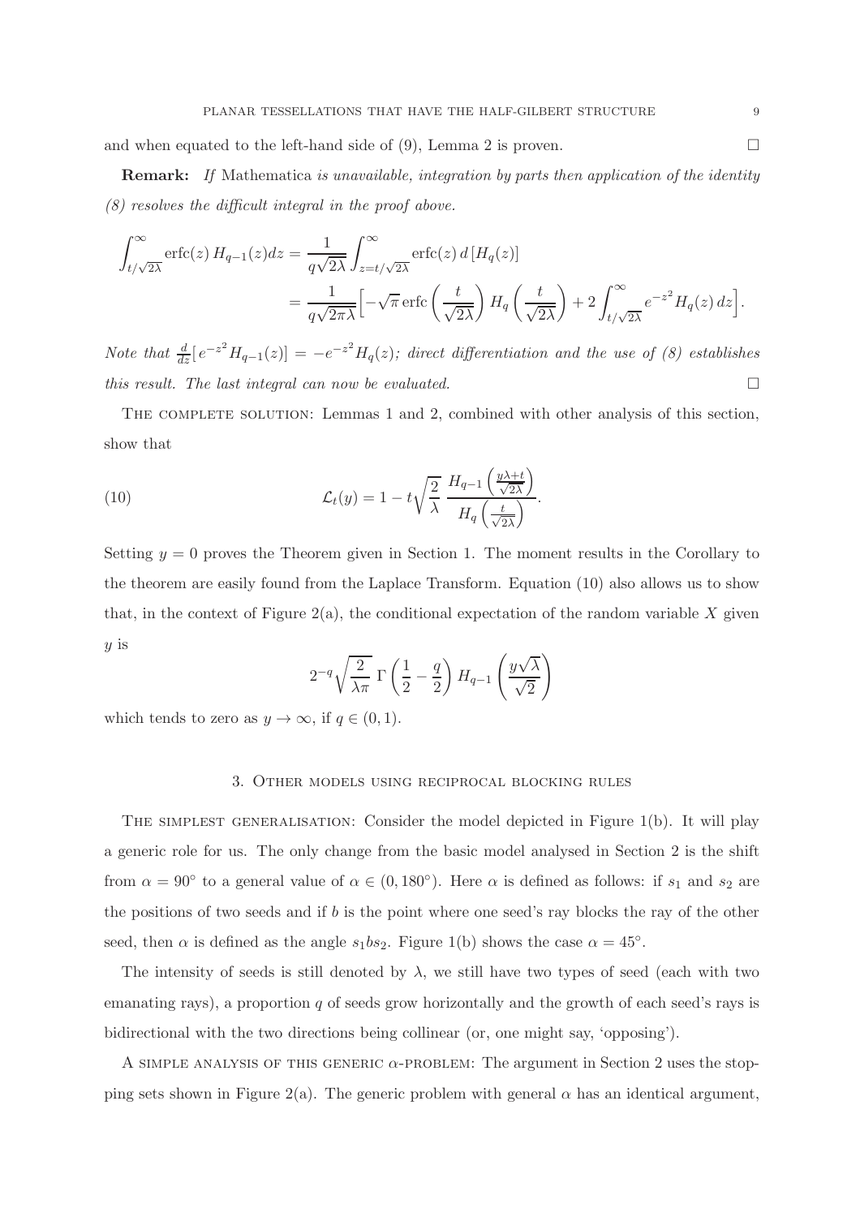and when equated to the left-hand side of (9), Lemma 2 is proven. $\square$

**Remark:** *If* Mathematica *is unavailable, integration by parts then application of the identity (8) resolves the difficult integral in the proof above.*

$$\int_{t/\sqrt{2\lambda}}^{\infty} \operatorname{erfc}(z)\, H_{q-1}(z) dz = \frac{1}{q\sqrt{2\lambda}} \int_{z=t/\sqrt{2\lambda}}^{\infty} \operatorname{erfc}(z)\, d\left[H_q(z)\right]$$
$$= \frac{1}{q\sqrt{2\pi\lambda}} \Big[ -\sqrt{\pi}\, \operatorname{erfc}\left(\frac{t}{\sqrt{2\lambda}}\right) H_q\left(\frac{t}{\sqrt{2\lambda}}\right) + 2 \int_{t/\sqrt{2\lambda}}^{\infty} e^{-z^2} H_q(z)\, dz \Big].$$

*Note that* $\frac{d}{dz}[\, e^{-z^2} H_{q-1}(z)] = -e^{-z^2} H_q(z)$*; direct differentiation and the use of (8) establishes this result. The last integral can now be evaluated.* $\square$

The complete solution: Lemmas 1 and 2, combined with other analysis of this section, show that

$$\mathcal{L}_t(y) = 1 - t\sqrt{\frac{2}{\lambda}}\, \frac{H_{q-1}\left(\frac{y\lambda + t}{\sqrt{2\lambda}}\right)}{H_q\left(\frac{t}{\sqrt{2\lambda}}\right)}. \tag{10}$$

Setting $y = 0$ proves the Theorem given in Section 1. The moment results in the Corollary to the theorem are easily found from the Laplace Transform. Equation (10) also allows us to show that, in the context of Figure 2(a), the conditional expectation of the random variable $X$ given $y$ is

$$2^{-q}\sqrt{\frac{2}{\lambda\pi}}\, \Gamma\left(\frac{1}{2} - \frac{q}{2}\right) H_{q-1}\left(\frac{y\sqrt{\lambda}}{\sqrt{2}}\right)$$

which tends to zero as $y \to \infty$, if $q \in (0, 1)$.

## 3. Other models using reciprocal blocking rules

The simplest generalisation: Consider the model depicted in Figure 1(b). It will play a generic role for us. The only change from the basic model analysed in Section 2 is the shift from $\alpha = 90^\circ$ to a general value of $\alpha \in (0, 180^\circ)$. Here $\alpha$ is defined as follows: if $s_1$ and $s_2$ are the positions of two seeds and if $b$ is the point where one seed's ray blocks the ray of the other seed, then $\alpha$ is defined as the angle $s_1 b s_2$. Figure 1(b) shows the case $\alpha = 45^\circ$.

The intensity of seeds is still denoted by $\lambda$, we still have two types of seed (each with two emanating rays), a proportion $q$ of seeds grow horizontally and the growth of each seed's rays is bidirectional with the two directions being collinear (or, one might say, 'opposing').

A simple analysis of this generic $\alpha$-problem: The argument in Section 2 uses the stopping sets shown in Figure 2(a). The generic problem with general $\alpha$ has an identical argument,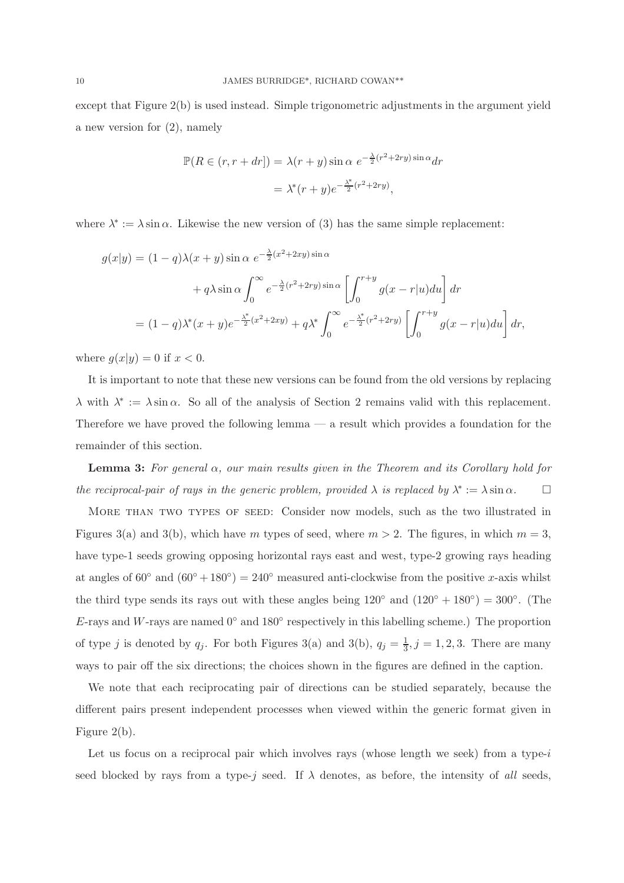except that Figure 2(b) is used instead. Simple trigonometric adjustments in the argument yield a new version for (2), namely

$$
\begin{aligned}
\mathbb{P}(R \in (r, r+dr]) &= \lambda(r+y)\sin\alpha \; e^{-\frac{\lambda}{2}(r^2+2ry)\sin\alpha}dr \\
&= \lambda^*(r+y)e^{-\frac{\lambda^*}{2}(r^2+2ry)},
\end{aligned}
$$

where $\lambda^* := \lambda \sin\alpha$. Likewise the new version of (3) has the same simple replacement:

$$
\begin{aligned}
g(x|y) &= (1-q)\lambda(x+y)\sin\alpha \; e^{-\frac{\lambda}{2}(x^2+2xy)\sin\alpha} \\
&\qquad + q\lambda\sin\alpha \int_0^\infty e^{-\frac{\lambda}{2}(r^2+2ry)\sin\alpha}\left[\int_0^{r+y} g(x-r|u)du\right]dr \\
&= (1-q)\lambda^*(x+y)e^{-\frac{\lambda^*}{2}(x^2+2xy)} + q\lambda^*\int_0^\infty e^{-\frac{\lambda^*}{2}(r^2+2ry)}\left[\int_0^{r+y} g(x-r|u)du\right]dr,
\end{aligned}
$$

where $g(x|y) = 0$ if $x < 0$.

It is important to note that these new versions can be found from the old versions by replacing $\lambda$ with $\lambda^* := \lambda\sin\alpha$. So all of the analysis of Section 2 remains valid with this replacement. Therefore we have proved the following lemma — a result which provides a foundation for the remainder of this section.

**Lemma 3:** *For general $\alpha$, our main results given in the Theorem and its Corollary hold for the reciprocal-pair of rays in the generic problem, provided $\lambda$ is replaced by $\lambda^* := \lambda\sin\alpha$.* □

More than two types of seed: Consider now models, such as the two illustrated in Figures 3(a) and 3(b), which have $m$ types of seed, where $m > 2$. The figures, in which $m = 3$, have type-1 seeds growing opposing horizontal rays east and west, type-2 growing rays heading at angles of $60^\circ$ and $(60^\circ + 180^\circ) = 240^\circ$ measured anti-clockwise from the positive $x$-axis whilst the third type sends its rays out with these angles being $120^\circ$ and $(120^\circ + 180^\circ) = 300^\circ$. (The $E$-rays and $W$-rays are named $0^\circ$ and $180^\circ$ respectively in this labelling scheme.) The proportion of type $j$ is denoted by $q_j$. For both Figures 3(a) and 3(b), $q_j = \frac{1}{3}, j = 1, 2, 3$. There are many ways to pair off the six directions; the choices shown in the figures are defined in the caption.

We note that each reciprocating pair of directions can be studied separately, because the different pairs present independent processes when viewed within the generic format given in Figure 2(b).

Let us focus on a reciprocal pair which involves rays (whose length we seek) from a type-$i$ seed blocked by rays from a type-$j$ seed. If $\lambda$ denotes, as before, the intensity of *all* seeds,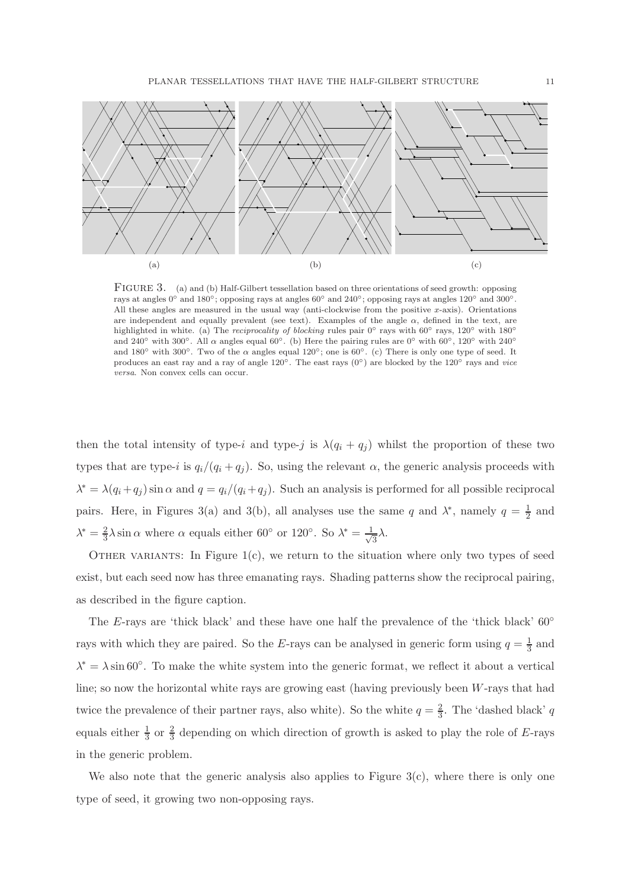(a) (b) (c)

FIGURE 3. (a) and (b) Half-Gilbert tessellation based on three orientations of seed growth: opposing rays at angles 0° and 180°; opposing rays at angles 60° and 240°; opposing rays at angles 120° and 300°. All these angles are measured in the usual way (anti-clockwise from the positive $x$-axis). Orientations are independent and equally prevalent (see text). Examples of the angle $\alpha$, defined in the text, are highlighted in white. (a) The *reciprocality of blocking* rules pair 0° rays with 60° rays, 120° with 180° and 240° with 300°. All $\alpha$ angles equal 60°. (b) Here the pairing rules are 0° with 60°, 120° with 240° and 180° with 300°. Two of the $\alpha$ angles equal 120°; one is 60°. (c) There is only one type of seed. It produces an east ray and a ray of angle 120°. The east rays (0°) are blocked by the 120° rays and *vice versa*. Non convex cells can occur.

then the total intensity of type-$i$ and type-$j$ is $\lambda(q_i + q_j)$ whilst the proportion of these two types that are type-$i$ is $q_i/(q_i + q_j)$. So, using the relevant $\alpha$, the generic analysis proceeds with $\lambda^* = \lambda(q_i + q_j)\sin\alpha$ and $q = q_i/(q_i + q_j)$. Such an analysis is performed for all possible reciprocal pairs. Here, in Figures 3(a) and 3(b), all analyses use the same $q$ and $\lambda^*$, namely $q = \frac{1}{2}$ and $\lambda^* = \frac{2}{3}\lambda\sin\alpha$ where $\alpha$ equals either 60° or 120°. So $\lambda^* = \frac{1}{\sqrt{3}}\lambda$.

OTHER VARIANTS: In Figure 1(c), we return to the situation where only two types of seed exist, but each seed now has three emanating rays. Shading patterns show the reciprocal pairing, as described in the figure caption.

The $E$-rays are 'thick black' and these have one half the prevalence of the 'thick black' 60° rays with which they are paired. So the $E$-rays can be analysed in generic form using $q = \frac{1}{3}$ and $\lambda^* = \lambda\sin 60°$. To make the white system into the generic format, we reflect it about a vertical line; so now the horizontal white rays are growing east (having previously been $W$-rays that had twice the prevalence of their partner rays, also white). So the white $q = \frac{2}{3}$. The 'dashed black' $q$ equals either $\frac{1}{3}$ or $\frac{2}{3}$ depending on which direction of growth is asked to play the role of $E$-rays in the generic problem.

We also note that the generic analysis also applies to Figure 3(c), where there is only one type of seed, it growing two non-opposing rays.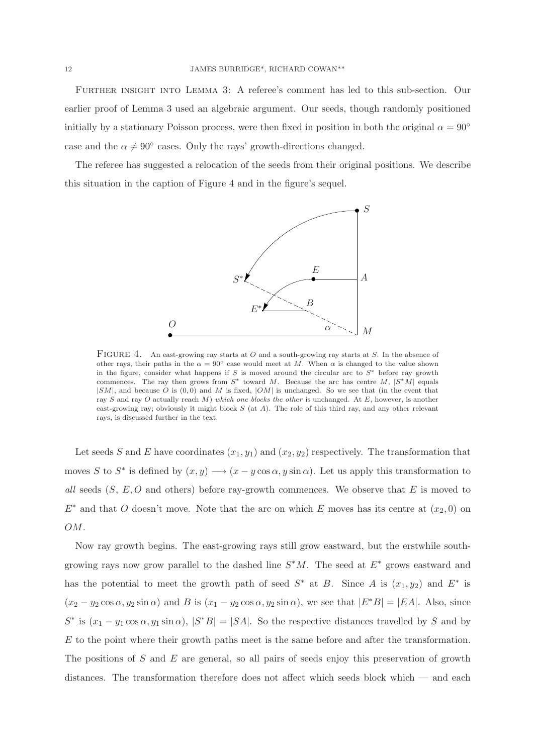Further insight into Lemma 3: A referee's comment has led to this sub-section. Our earlier proof of Lemma 3 used an algebraic argument. Our seeds, though randomly positioned initially by a stationary Poisson process, were then fixed in position in both the original $\alpha = 90^\circ$ case and the $\alpha \neq 90^\circ$ cases. Only the rays' growth-directions changed.

The referee has suggested a relocation of the seeds from their original positions. We describe this situation in the caption of Figure 4 and in the figure's sequel.

Figure 4. An east-growing ray starts at $O$ and a south-growing ray starts at $S$. In the absence of other rays, their paths in the $\alpha = 90^\circ$ case would meet at $M$. When $\alpha$ is changed to the value shown in the figure, consider what happens if $S$ is moved around the circular arc to $S^*$ before ray growth commences. The ray then grows from $S^*$ toward $M$. Because the arc has centre $M$, $|S^*M|$ equals $|SM|$, and because $O$ is $(0, 0)$ and $M$ is fixed, $|OM|$ is unchanged. So we see that (in the event that ray $S$ and ray $O$ actually reach $M$) *which one blocks the other* is unchanged. At $E$, however, is another east-growing ray; obviously it might block $S$ (at $A$). The role of this third ray, and any other relevant rays, is discussed further in the text.

Let seeds $S$ and $E$ have coordinates $(x_1, y_1)$ and $(x_2, y_2)$ respectively. The transformation that moves $S$ to $S^*$ is defined by $(x, y) \longrightarrow (x - y\cos\alpha, y\sin\alpha)$. Let us apply this transformation to *all* seeds ($S$, $E, O$ and others) before ray-growth commences. We observe that $E$ is moved to $E^*$ and that $O$ doesn't move. Note that the arc on which $E$ moves has its centre at $(x_2, 0)$ on $OM$.

Now ray growth begins. The east-growing rays still grow eastward, but the erstwhile south-growing rays now grow parallel to the dashed line $S^*M$. The seed at $E^*$ grows eastward and has the potential to meet the growth path of seed $S^*$ at $B$. Since $A$ is $(x_1, y_2)$ and $E^*$ is $(x_2 - y_2\cos\alpha, y_2\sin\alpha)$ and $B$ is $(x_1 - y_2\cos\alpha, y_2\sin\alpha)$, we see that $|E^*B| = |EA|$. Also, since $S^*$ is $(x_1 - y_1\cos\alpha, y_1\sin\alpha)$, $|S^*B| = |SA|$. So the respective distances travelled by $S$ and by $E$ to the point where their growth paths meet is the same before and after the transformation. The positions of $S$ and $E$ are general, so all pairs of seeds enjoy this preservation of growth distances. The transformation therefore does not affect which seeds block which — and each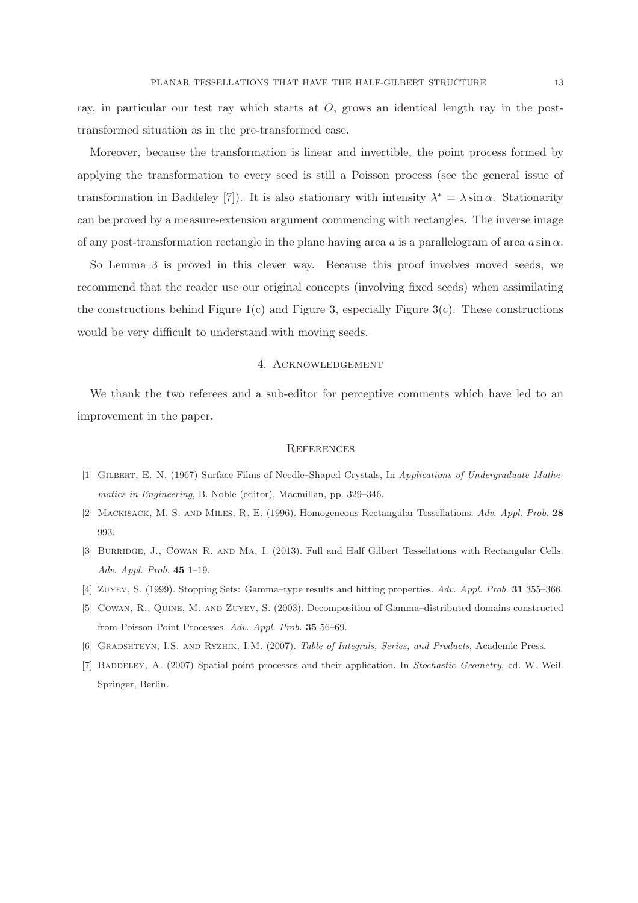ray, in particular our test ray which starts at $O$, grows an identical length ray in the post-transformed situation as in the pre-transformed case.

Moreover, because the transformation is linear and invertible, the point process formed by applying the transformation to every seed is still a Poisson process (see the general issue of transformation in Baddeley [7]). It is also stationary with intensity $\lambda^* = \lambda \sin\alpha$. Stationarity can be proved by a measure-extension argument commencing with rectangles. The inverse image of any post-transformation rectangle in the plane having area $a$ is a parallelogram of area $a \sin\alpha$.

So Lemma 3 is proved in this clever way. Because this proof involves moved seeds, we recommend that the reader use our original concepts (involving fixed seeds) when assimilating the constructions behind Figure 1(c) and Figure 3, especially Figure 3(c). These constructions would be very difficult to understand with moving seeds.

## 4. Acknowledgement

We thank the two referees and a sub-editor for perceptive comments which have led to an improvement in the paper.

## References

[1] Gilbert, E. N. (1967) Surface Films of Needle–Shaped Crystals, In *Applications of Undergraduate Mathematics in Engineering*, B. Noble (editor), Macmillan, pp. 329–346.

[2] Mackisack, M. S. and Miles, R. E. (1996). Homogeneous Rectangular Tessellations. *Adv. Appl. Prob.* **28** 993.

[3] Burridge, J., Cowan R. and Ma, I. (2013). Full and Half Gilbert Tessellations with Rectangular Cells. *Adv. Appl. Prob.* **45** 1–19.

[4] Zuyev, S. (1999). Stopping Sets: Gamma–type results and hitting properties. *Adv. Appl. Prob.* **31** 355–366.

[5] Cowan, R., Quine, M. and Zuyev, S. (2003). Decomposition of Gamma–distributed domains constructed from Poisson Point Processes. *Adv. Appl. Prob.* **35** 56–69.

[6] Gradshteyn, I.S. and Ryzhik, I.M. (2007). *Table of Integrals, Series, and Products*, Academic Press.

[7] Baddeley, A. (2007) Spatial point processes and their application. In *Stochastic Geometry*, ed. W. Weil. Springer, Berlin.